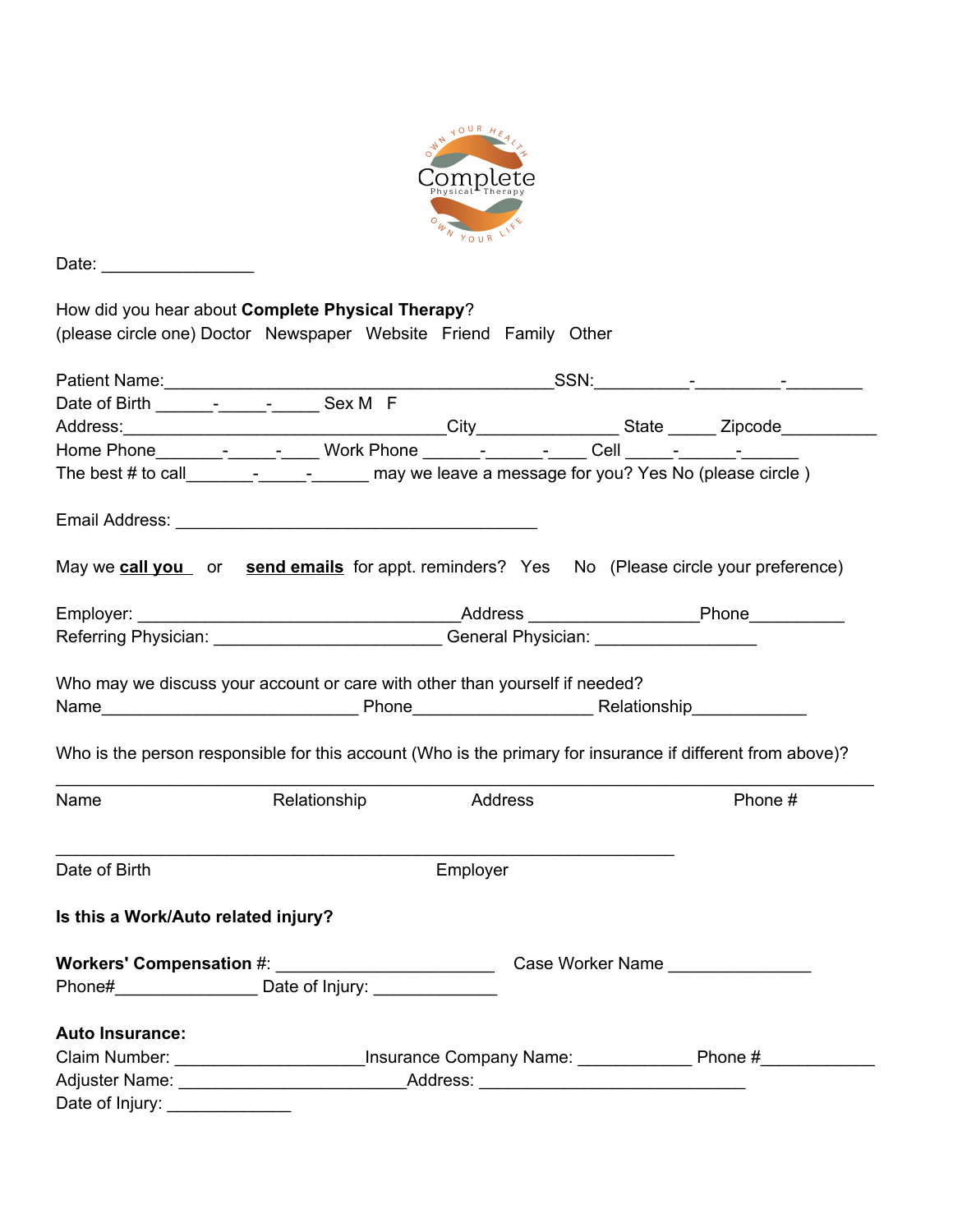Complete Physical Therapy

OWN YOUR HEALTH · OWN YOUR LIFE

Date: ________________

How did you hear about **Complete Physical Therapy**?
(please circle one) Doctor   Newspaper   Website   Friend   Family   Other

Patient Name:__________________________________________SSN:__________-_________-________
Date of Birth ______-_____-_____ Sex M   F
Address:___________________________________City_______________ State _____ Zipcode__________
Home Phone_______-_____-____ Work Phone ______-______-____ Cell _____-______-______
The best # to call_______-_____-______ may we leave a message for you? Yes No (please circle )

Email Address: ________________________________________

May we **call you** or **send emails** for appt. reminders?   Yes   No   (Please circle your preference)

Employer: __________________________________Address _________________Phone__________
Referring Physician: ________________________ General Physician: _________________

Who may we discuss your account or care with other than yourself if needed?
Name____________________________ Phone___________________ Relationship____________

Who is the person responsible for this account (Who is the primary for insurance if different from above)?

___________________________________________________________________________________
Name   Relationship   Address   Phone #

_____________________________________________________________________
Date of Birth   Employer

**Is this a Work/Auto related injury?**

**Workers' Compensation** #: _______________________   Case Worker Name _______________
Phone#_______________ Date of Injury: _____________

**Auto Insurance:**
Claim Number: ___________________Insurance Company Name: ____________ Phone #____________
Adjuster Name: _______________________Address: ____________________________
Date of Injury: _____________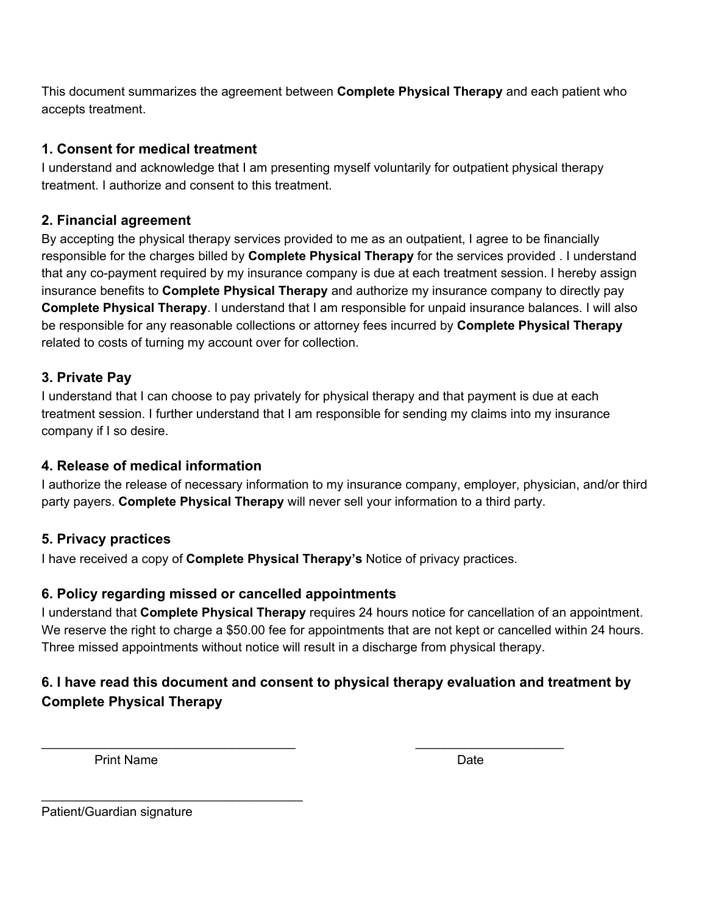This document summarizes the agreement between **Complete Physical Therapy** and each patient who accepts treatment.

### 1. Consent for medical treatment

I understand and acknowledge that I am presenting myself voluntarily for outpatient physical therapy treatment. I authorize and consent to this treatment.

### 2. Financial agreement

By accepting the physical therapy services provided to me as an outpatient, I agree to be financially responsible for the charges billed by **Complete Physical Therapy** for the services provided . I understand that any co-payment required by my insurance company is due at each treatment session. I hereby assign insurance benefits to **Complete Physical Therapy** and authorize my insurance company to directly pay **Complete Physical Therapy**. I understand that I am responsible for unpaid insurance balances. I will also be responsible for any reasonable collections or attorney fees incurred by **Complete Physical Therapy** related to costs of turning my account over for collection.

### 3. Private Pay

I understand that I can choose to pay privately for physical therapy and that payment is due at each treatment session. I further understand that I am responsible for sending my claims into my insurance company if I so desire.

### 4. Release of medical information

I authorize the release of necessary information to my insurance company, employer, physician, and/or third party payers. **Complete Physical Therapy** will never sell your information to a third party.

### 5. Privacy practices

I have received a copy of **Complete Physical Therapy's** Notice of privacy practices.

### 6. Policy regarding missed or cancelled appointments

I understand that **Complete Physical Therapy** requires 24 hours notice for cancellation of an appointment. We reserve the right to charge a $50.00 fee for appointments that are not kept or cancelled within 24 hours. Three missed appointments without notice will result in a discharge from physical therapy.

### 6. I have read this document and consent to physical therapy evaluation and treatment by Complete Physical Therapy

\_\_\_\_\_\_\_\_\_\_\_\_\_\_\_\_\_\_\_\_\_\_\_\_\_\_\_\_\_\_\_\_\_\_\_\_ \_\_\_\_\_\_\_\_\_\_\_\_\_\_\_\_\_\_\_\_\_

Print Name Date

\_\_\_\_\_\_\_\_\_\_\_\_\_\_\_\_\_\_\_\_\_\_\_\_\_\_\_\_\_\_\_\_\_\_\_\_

Patient/Guardian signature